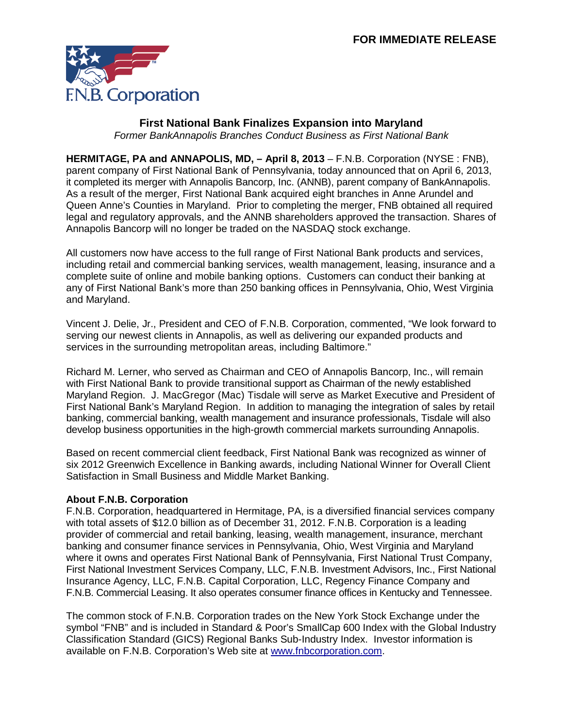**FOR IMMEDIATE RELEASE**

F.N.B. Corporation

# First National Bank Finalizes Expansion into Maryland

*Former BankAnnapolis Branches Conduct Business as First National Bank*

**HERMITAGE, PA and ANNAPOLIS, MD, – April 8, 2013** – F.N.B. Corporation (NYSE : FNB), parent company of First National Bank of Pennsylvania, today announced that on April 6, 2013, it completed its merger with Annapolis Bancorp, Inc. (ANNB), parent company of BankAnnapolis. As a result of the merger, First National Bank acquired eight branches in Anne Arundel and Queen Anne's Counties in Maryland. Prior to completing the merger, FNB obtained all required legal and regulatory approvals, and the ANNB shareholders approved the transaction. Shares of Annapolis Bancorp will no longer be traded on the NASDAQ stock exchange.

All customers now have access to the full range of First National Bank products and services, including retail and commercial banking services, wealth management, leasing, insurance and a complete suite of online and mobile banking options. Customers can conduct their banking at any of First National Bank's more than 250 banking offices in Pennsylvania, Ohio, West Virginia and Maryland.

Vincent J. Delie, Jr., President and CEO of F.N.B. Corporation, commented, "We look forward to serving our newest clients in Annapolis, as well as delivering our expanded products and services in the surrounding metropolitan areas, including Baltimore."

Richard M. Lerner, who served as Chairman and CEO of Annapolis Bancorp, Inc., will remain with First National Bank to provide transitional support as Chairman of the newly established Maryland Region. J. MacGregor (Mac) Tisdale will serve as Market Executive and President of First National Bank's Maryland Region. In addition to managing the integration of sales by retail banking, commercial banking, wealth management and insurance professionals, Tisdale will also develop business opportunities in the high-growth commercial markets surrounding Annapolis.

Based on recent commercial client feedback, First National Bank was recognized as winner of six 2012 Greenwich Excellence in Banking awards, including National Winner for Overall Client Satisfaction in Small Business and Middle Market Banking.

**About F.N.B. Corporation**

F.N.B. Corporation, headquartered in Hermitage, PA, is a diversified financial services company with total assets of $12.0 billion as of December 31, 2012. F.N.B. Corporation is a leading provider of commercial and retail banking, leasing, wealth management, insurance, merchant banking and consumer finance services in Pennsylvania, Ohio, West Virginia and Maryland where it owns and operates First National Bank of Pennsylvania, First National Trust Company, First National Investment Services Company, LLC, F.N.B. Investment Advisors, Inc., First National Insurance Agency, LLC, F.N.B. Capital Corporation, LLC, Regency Finance Company and F.N.B. Commercial Leasing. It also operates consumer finance offices in Kentucky and Tennessee.

The common stock of F.N.B. Corporation trades on the New York Stock Exchange under the symbol "FNB" and is included in Standard & Poor's SmallCap 600 Index with the Global Industry Classification Standard (GICS) Regional Banks Sub-Industry Index. Investor information is available on F.N.B. Corporation's Web site at www.fnbcorporation.com.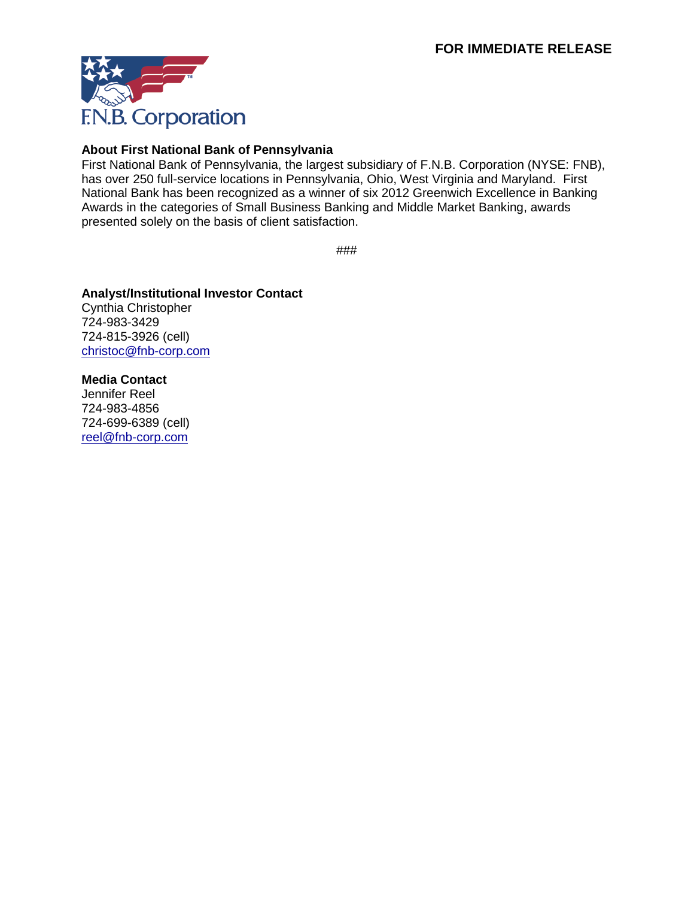**FOR IMMEDIATE RELEASE**

F.N.B. Corporation

**About First National Bank of Pennsylvania**

First National Bank of Pennsylvania, the largest subsidiary of F.N.B. Corporation (NYSE: FNB), has over 250 full-service locations in Pennsylvania, Ohio, West Virginia and Maryland. First National Bank has been recognized as a winner of six 2012 Greenwich Excellence in Banking Awards in the categories of Small Business Banking and Middle Market Banking, awards presented solely on the basis of client satisfaction.

###

**Analyst/Institutional Investor Contact**
Cynthia Christopher
724-983-3429
724-815-3926 (cell)
christoc@fnb-corp.com

**Media Contact**
Jennifer Reel
724-983-4856
724-699-6389 (cell)
reel@fnb-corp.com